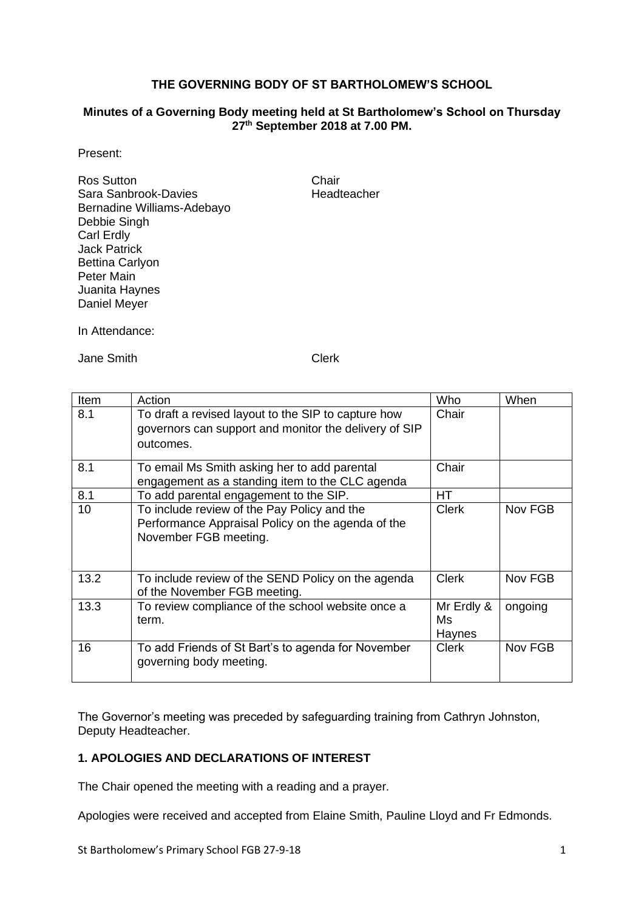# THE GOVERNING BODY OF ST BARTHOLOMEW'S SCHOOL

**Minutes of a Governing Body meeting held at St Bartholomew's School on Thursday 27th September 2018 at 7.00 PM.**

Present:

| | |
|---|---|
| Ros Sutton | Chair |
| Sara Sanbrook-Davies | Headteacher |
| Bernadine Williams-Adebayo | |
| Debbie Singh | |
| Carl Erdly | |
| Jack Patrick | |
| Bettina Carlyon | |
| Peter Main | |
| Juanita Haynes | |
| Daniel Meyer | |

In Attendance:

| | |
|---|---|
| Jane Smith | Clerk |

| Item | Action | Who | When |
|---|---|---|---|
| 8.1 | To draft a revised layout to the SIP to capture how governors can support and monitor the delivery of SIP outcomes. | Chair | |
| 8.1 | To email Ms Smith asking her to add parental engagement as a standing item to the CLC agenda | Chair | |
| 8.1 | To add parental engagement to the SIP. | HT | |
| 10 | To include review of the Pay Policy and the Performance Appraisal Policy on the agenda of the November FGB meeting. | Clerk | Nov FGB |
| 13.2 | To include review of the SEND Policy on the agenda of the November FGB meeting. | Clerk | Nov FGB |
| 13.3 | To review compliance of the school website once a term. | Mr Erdly & Ms Haynes | ongoing |
| 16 | To add Friends of St Bart's to agenda for November governing body meeting. | Clerk | Nov FGB |

The Governor's meeting was preceded by safeguarding training from Cathryn Johnston, Deputy Headteacher.

## 1. APOLOGIES AND DECLARATIONS OF INTEREST

The Chair opened the meeting with a reading and a prayer.

Apologies were received and accepted from Elaine Smith, Pauline Lloyd and Fr Edmonds.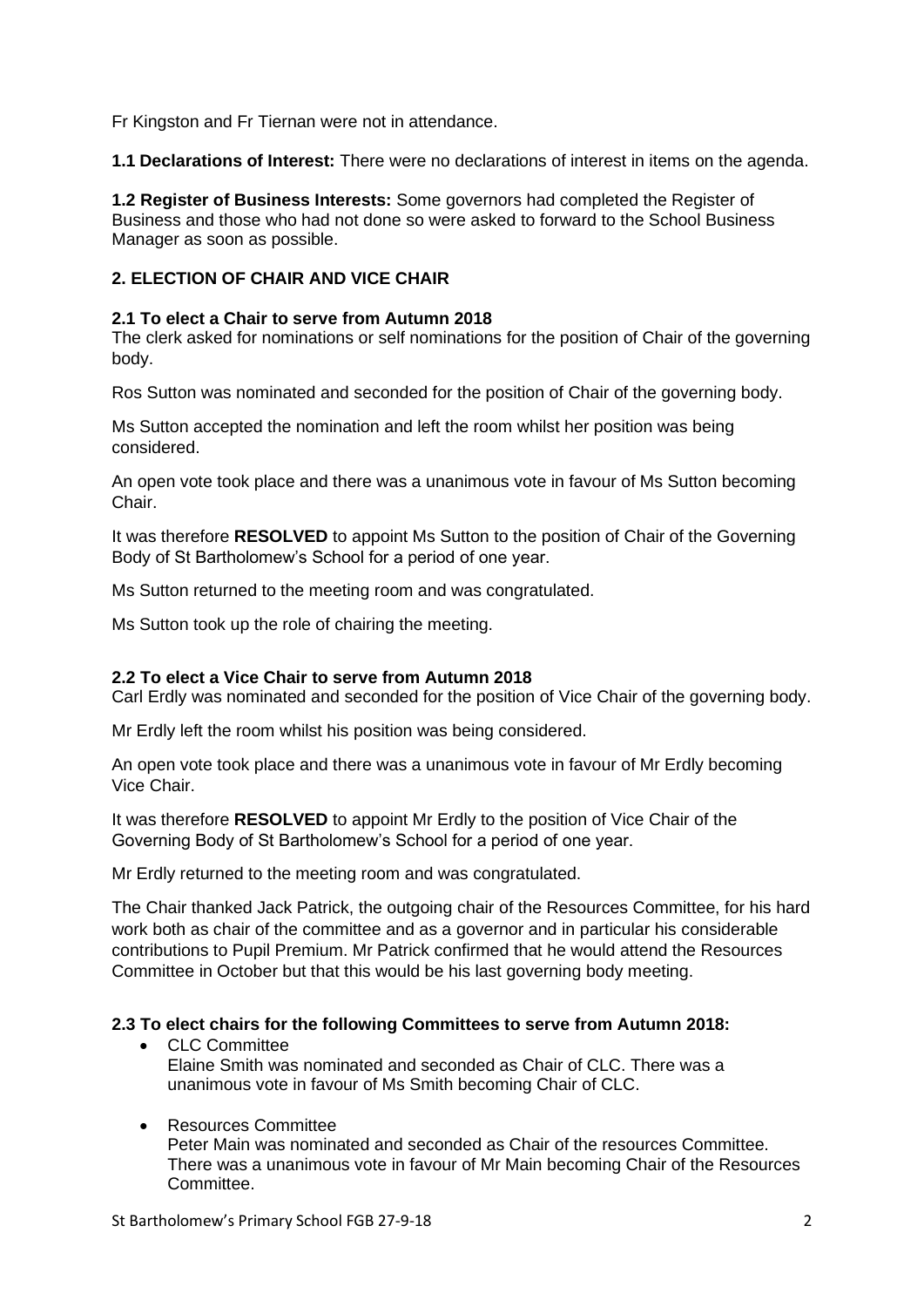Fr Kingston and Fr Tiernan were not in attendance.

**1.1 Declarations of Interest:** There were no declarations of interest in items on the agenda.

**1.2 Register of Business Interests:** Some governors had completed the Register of Business and those who had not done so were asked to forward to the School Business Manager as soon as possible.

## 2. ELECTION OF CHAIR AND VICE CHAIR

### 2.1 To elect a Chair to serve from Autumn 2018

The clerk asked for nominations or self nominations for the position of Chair of the governing body.

Ros Sutton was nominated and seconded for the position of Chair of the governing body.

Ms Sutton accepted the nomination and left the room whilst her position was being considered.

An open vote took place and there was a unanimous vote in favour of Ms Sutton becoming Chair.

It was therefore **RESOLVED** to appoint Ms Sutton to the position of Chair of the Governing Body of St Bartholomew's School for a period of one year.

Ms Sutton returned to the meeting room and was congratulated.

Ms Sutton took up the role of chairing the meeting.

### 2.2 To elect a Vice Chair to serve from Autumn 2018

Carl Erdly was nominated and seconded for the position of Vice Chair of the governing body.

Mr Erdly left the room whilst his position was being considered.

An open vote took place and there was a unanimous vote in favour of Mr Erdly becoming Vice Chair.

It was therefore **RESOLVED** to appoint Mr Erdly to the position of Vice Chair of the Governing Body of St Bartholomew's School for a period of one year.

Mr Erdly returned to the meeting room and was congratulated.

The Chair thanked Jack Patrick, the outgoing chair of the Resources Committee, for his hard work both as chair of the committee and as a governor and in particular his considerable contributions to Pupil Premium. Mr Patrick confirmed that he would attend the Resources Committee in October but that this would be his last governing body meeting.

### 2.3 To elect chairs for the following Committees to serve from Autumn 2018:

- CLC Committee
  Elaine Smith was nominated and seconded as Chair of CLC. There was a unanimous vote in favour of Ms Smith becoming Chair of CLC.

- Resources Committee
  Peter Main was nominated and seconded as Chair of the resources Committee. There was a unanimous vote in favour of Mr Main becoming Chair of the Resources Committee.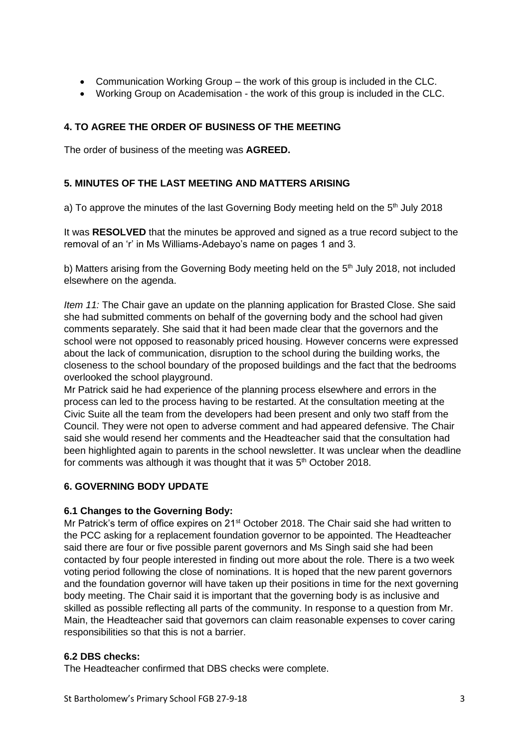- Communication Working Group – the work of this group is included in the CLC.
- Working Group on Academisation - the work of this group is included in the CLC.

**4. TO AGREE THE ORDER OF BUSINESS OF THE MEETING**

The order of business of the meeting was **AGREED.**

**5. MINUTES OF THE LAST MEETING AND MATTERS ARISING**

a) To approve the minutes of the last Governing Body meeting held on the 5th July 2018

It was **RESOLVED** that the minutes be approved and signed as a true record subject to the removal of an 'r' in Ms Williams-Adebayo's name on pages 1 and 3.

b) Matters arising from the Governing Body meeting held on the 5th July 2018, not included elsewhere on the agenda.

*Item 11:* The Chair gave an update on the planning application for Brasted Close. She said she had submitted comments on behalf of the governing body and the school had given comments separately. She said that it had been made clear that the governors and the school were not opposed to reasonably priced housing. However concerns were expressed about the lack of communication, disruption to the school during the building works, the closeness to the school boundary of the proposed buildings and the fact that the bedrooms overlooked the school playground.

Mr Patrick said he had experience of the planning process elsewhere and errors in the process can led to the process having to be restarted. At the consultation meeting at the Civic Suite all the team from the developers had been present and only two staff from the Council. They were not open to adverse comment and had appeared defensive. The Chair said she would resend her comments and the Headteacher said that the consultation had been highlighted again to parents in the school newsletter. It was unclear when the deadline for comments was although it was thought that it was 5th October 2018.

**6. GOVERNING BODY UPDATE**

**6.1 Changes to the Governing Body:**

Mr Patrick's term of office expires on 21st October 2018. The Chair said she had written to the PCC asking for a replacement foundation governor to be appointed. The Headteacher said there are four or five possible parent governors and Ms Singh said she had been contacted by four people interested in finding out more about the role. There is a two week voting period following the close of nominations. It is hoped that the new parent governors and the foundation governor will have taken up their positions in time for the next governing body meeting. The Chair said it is important that the governing body is as inclusive and skilled as possible reflecting all parts of the community. In response to a question from Mr. Main, the Headteacher said that governors can claim reasonable expenses to cover caring responsibilities so that this is not a barrier.

**6.2 DBS checks:**

The Headteacher confirmed that DBS checks were complete.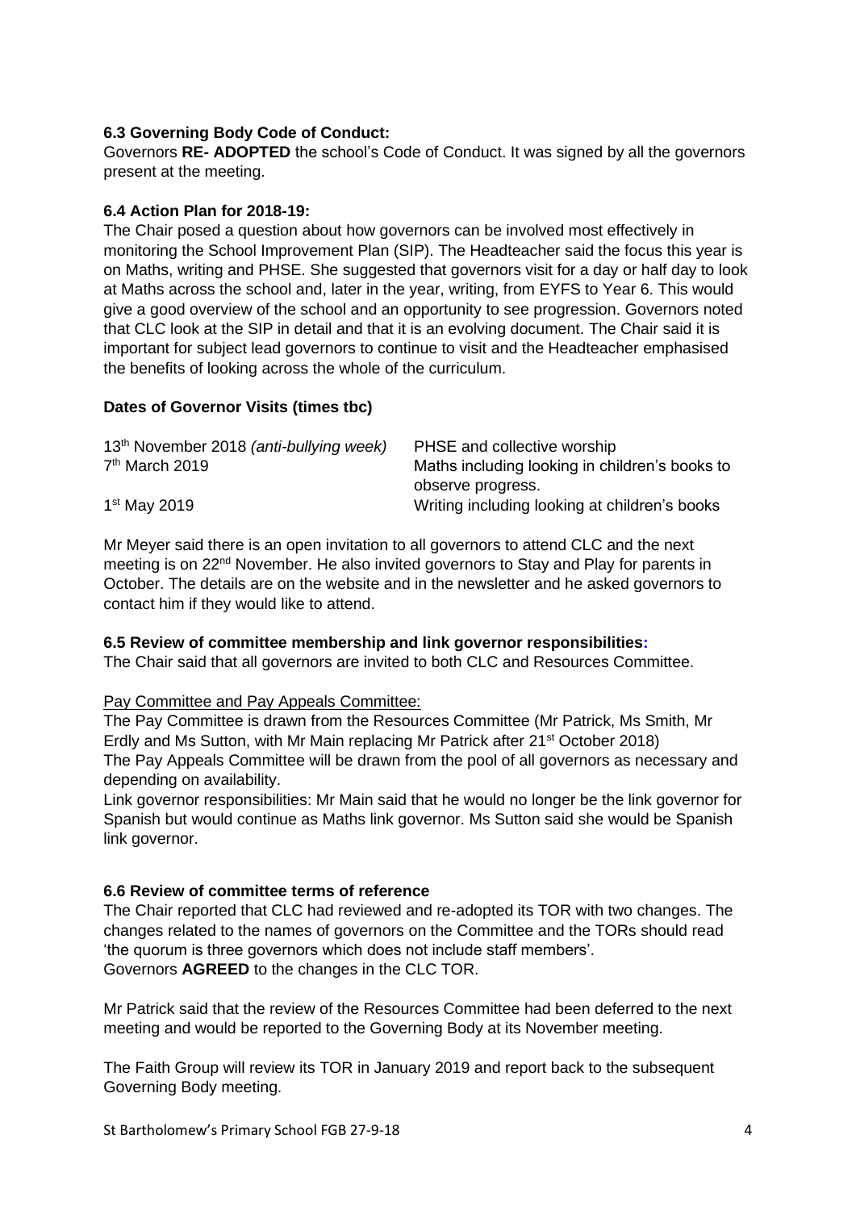**6.3 Governing Body Code of Conduct:**
Governors **RE- ADOPTED** the school's Code of Conduct. It was signed by all the governors present at the meeting.

**6.4 Action Plan for 2018-19:**
The Chair posed a question about how governors can be involved most effectively in monitoring the School Improvement Plan (SIP). The Headteacher said the focus this year is on Maths, writing and PHSE. She suggested that governors visit for a day or half day to look at Maths across the school and, later in the year, writing, from EYFS to Year 6. This would give a good overview of the school and an opportunity to see progression. Governors noted that CLC look at the SIP in detail and that it is an evolving document. The Chair said it is important for subject lead governors to continue to visit and the Headteacher emphasised the benefits of looking across the whole of the curriculum.

**Dates of Governor Visits (times tbc)**

| | |
|---|---|
| 13th November 2018 *(anti-bullying week)* | PHSE and collective worship |
| 7th March 2019 | Maths including looking in children's books to observe progress. |
| 1st May 2019 | Writing including looking at children's books |

Mr Meyer said there is an open invitation to all governors to attend CLC and the next meeting is on 22nd November. He also invited governors to Stay and Play for parents in October. The details are on the website and in the newsletter and he asked governors to contact him if they would like to attend.

**6.5 Review of committee membership and link governor responsibilities:**
The Chair said that all governors are invited to both CLC and Resources Committee.

Pay Committee and Pay Appeals Committee:
The Pay Committee is drawn from the Resources Committee (Mr Patrick, Ms Smith, Mr Erdly and Ms Sutton, with Mr Main replacing Mr Patrick after 21st October 2018)
The Pay Appeals Committee will be drawn from the pool of all governors as necessary and depending on availability.
Link governor responsibilities: Mr Main said that he would no longer be the link governor for Spanish but would continue as Maths link governor. Ms Sutton said she would be Spanish link governor.

**6.6 Review of committee terms of reference**
The Chair reported that CLC had reviewed and re-adopted its TOR with two changes. The changes related to the names of governors on the Committee and the TORs should read 'the quorum is three governors which does not include staff members'.
Governors **AGREED** to the changes in the CLC TOR.

Mr Patrick said that the review of the Resources Committee had been deferred to the next meeting and would be reported to the Governing Body at its November meeting.

The Faith Group will review its TOR in January 2019 and report back to the subsequent Governing Body meeting.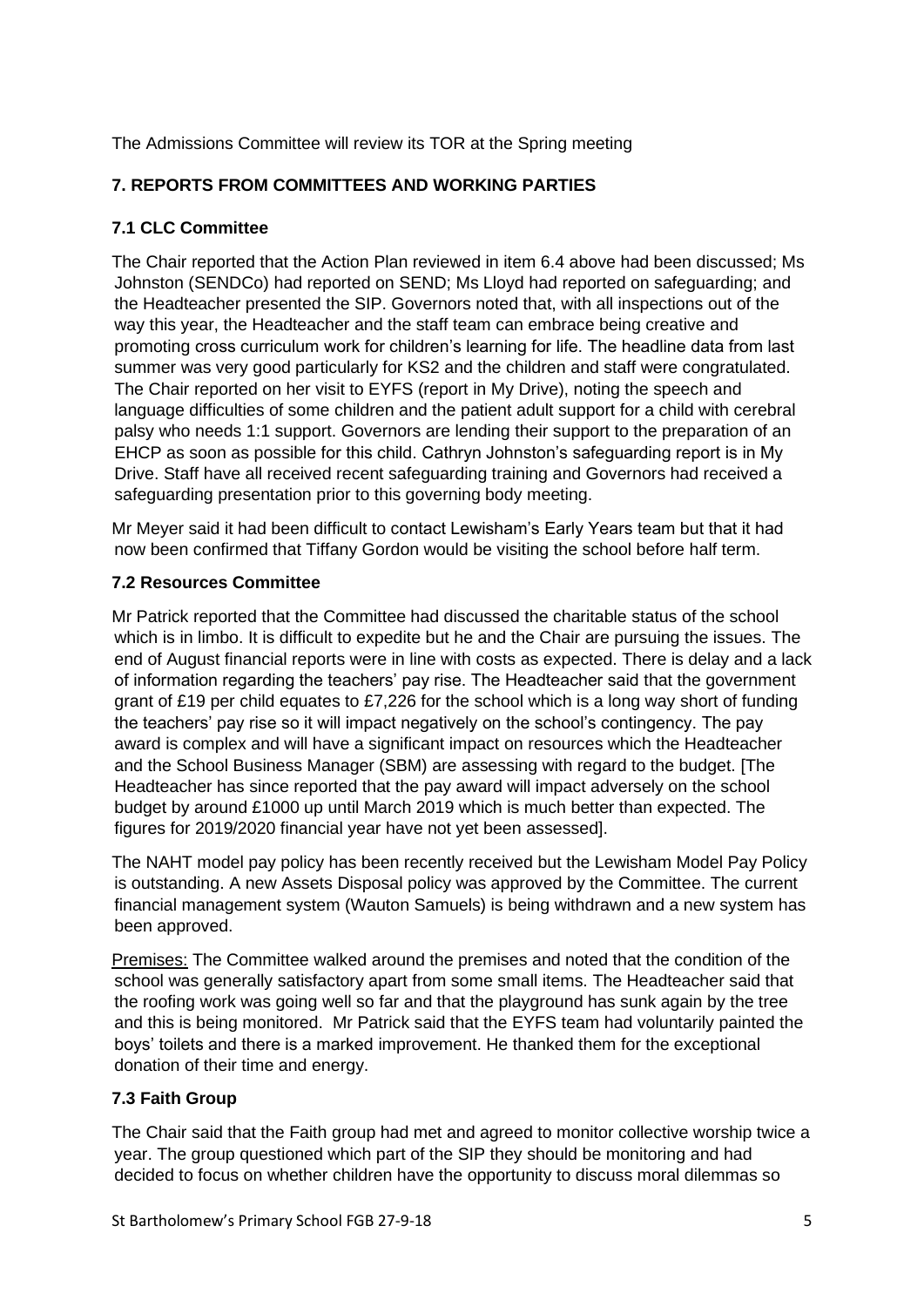The Admissions Committee will review its TOR at the Spring meeting

## 7. REPORTS FROM COMMITTEES AND WORKING PARTIES

### 7.1 CLC Committee

The Chair reported that the Action Plan reviewed in item 6.4 above had been discussed; Ms Johnston (SENDCo) had reported on SEND; Ms Lloyd had reported on safeguarding; and the Headteacher presented the SIP. Governors noted that, with all inspections out of the way this year, the Headteacher and the staff team can embrace being creative and promoting cross curriculum work for children's learning for life. The headline data from last summer was very good particularly for KS2 and the children and staff were congratulated. The Chair reported on her visit to EYFS (report in My Drive), noting the speech and language difficulties of some children and the patient adult support for a child with cerebral palsy who needs 1:1 support. Governors are lending their support to the preparation of an EHCP as soon as possible for this child. Cathryn Johnston's safeguarding report is in My Drive. Staff have all received recent safeguarding training and Governors had received a safeguarding presentation prior to this governing body meeting.

Mr Meyer said it had been difficult to contact Lewisham's Early Years team but that it had now been confirmed that Tiffany Gordon would be visiting the school before half term.

### 7.2 Resources Committee

Mr Patrick reported that the Committee had discussed the charitable status of the school which is in limbo. It is difficult to expedite but he and the Chair are pursuing the issues. The end of August financial reports were in line with costs as expected. There is delay and a lack of information regarding the teachers' pay rise. The Headteacher said that the government grant of £19 per child equates to £7,226 for the school which is a long way short of funding the teachers' pay rise so it will impact negatively on the school's contingency. The pay award is complex and will have a significant impact on resources which the Headteacher and the School Business Manager (SBM) are assessing with regard to the budget. [The Headteacher has since reported that the pay award will impact adversely on the school budget by around £1000 up until March 2019 which is much better than expected. The figures for 2019/2020 financial year have not yet been assessed].

The NAHT model pay policy has been recently received but the Lewisham Model Pay Policy is outstanding. A new Assets Disposal policy was approved by the Committee. The current financial management system (Wauton Samuels) is being withdrawn and a new system has been approved.

Premises: The Committee walked around the premises and noted that the condition of the school was generally satisfactory apart from some small items. The Headteacher said that the roofing work was going well so far and that the playground has sunk again by the tree and this is being monitored. Mr Patrick said that the EYFS team had voluntarily painted the boys' toilets and there is a marked improvement. He thanked them for the exceptional donation of their time and energy.

### 7.3 Faith Group

The Chair said that the Faith group had met and agreed to monitor collective worship twice a year. The group questioned which part of the SIP they should be monitoring and had decided to focus on whether children have the opportunity to discuss moral dilemmas so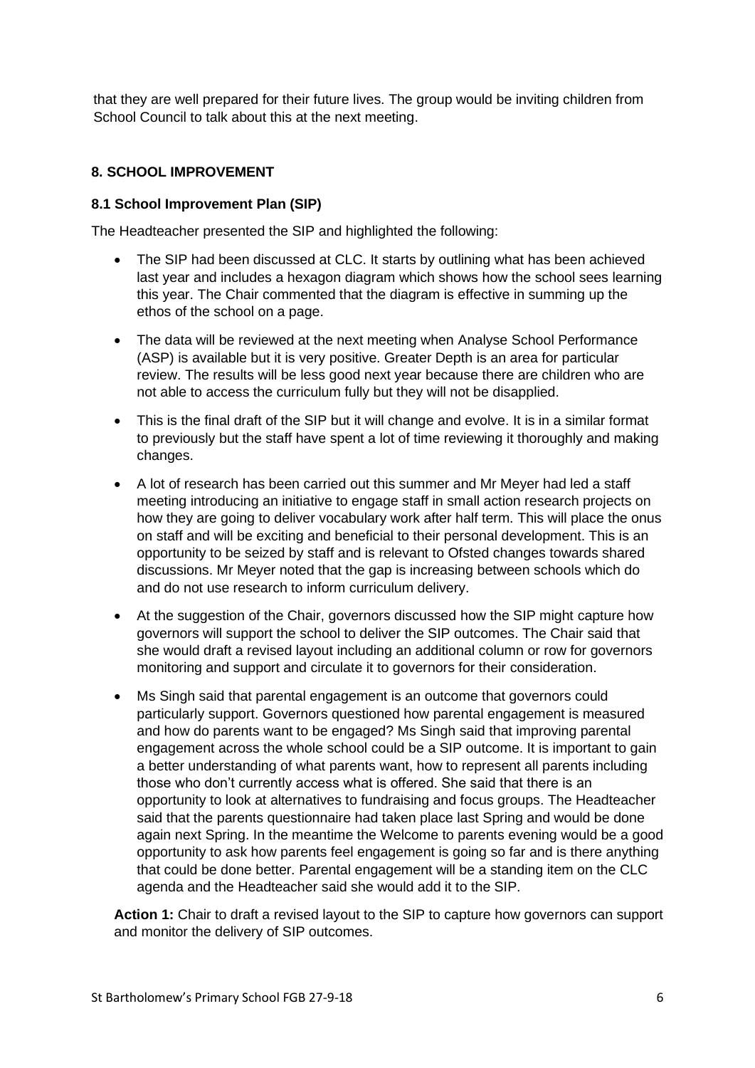that they are well prepared for their future lives. The group would be inviting children from School Council to talk about this at the next meeting.

### 8. SCHOOL IMPROVEMENT

#### 8.1 School Improvement Plan (SIP)

The Headteacher presented the SIP and highlighted the following:

- The SIP had been discussed at CLC. It starts by outlining what has been achieved last year and includes a hexagon diagram which shows how the school sees learning this year. The Chair commented that the diagram is effective in summing up the ethos of the school on a page.
- The data will be reviewed at the next meeting when Analyse School Performance (ASP) is available but it is very positive. Greater Depth is an area for particular review. The results will be less good next year because there are children who are not able to access the curriculum fully but they will not be disapplied.
- This is the final draft of the SIP but it will change and evolve. It is in a similar format to previously but the staff have spent a lot of time reviewing it thoroughly and making changes.
- A lot of research has been carried out this summer and Mr Meyer had led a staff meeting introducing an initiative to engage staff in small action research projects on how they are going to deliver vocabulary work after half term. This will place the onus on staff and will be exciting and beneficial to their personal development. This is an opportunity to be seized by staff and is relevant to Ofsted changes towards shared discussions. Mr Meyer noted that the gap is increasing between schools which do and do not use research to inform curriculum delivery.
- At the suggestion of the Chair, governors discussed how the SIP might capture how governors will support the school to deliver the SIP outcomes. The Chair said that she would draft a revised layout including an additional column or row for governors monitoring and support and circulate it to governors for their consideration.
- Ms Singh said that parental engagement is an outcome that governors could particularly support. Governors questioned how parental engagement is measured and how do parents want to be engaged? Ms Singh said that improving parental engagement across the whole school could be a SIP outcome. It is important to gain a better understanding of what parents want, how to represent all parents including those who don't currently access what is offered. She said that there is an opportunity to look at alternatives to fundraising and focus groups. The Headteacher said that the parents questionnaire had taken place last Spring and would be done again next Spring. In the meantime the Welcome to parents evening would be a good opportunity to ask how parents feel engagement is going so far and is there anything that could be done better. Parental engagement will be a standing item on the CLC agenda and the Headteacher said she would add it to the SIP.

**Action 1:** Chair to draft a revised layout to the SIP to capture how governors can support and monitor the delivery of SIP outcomes.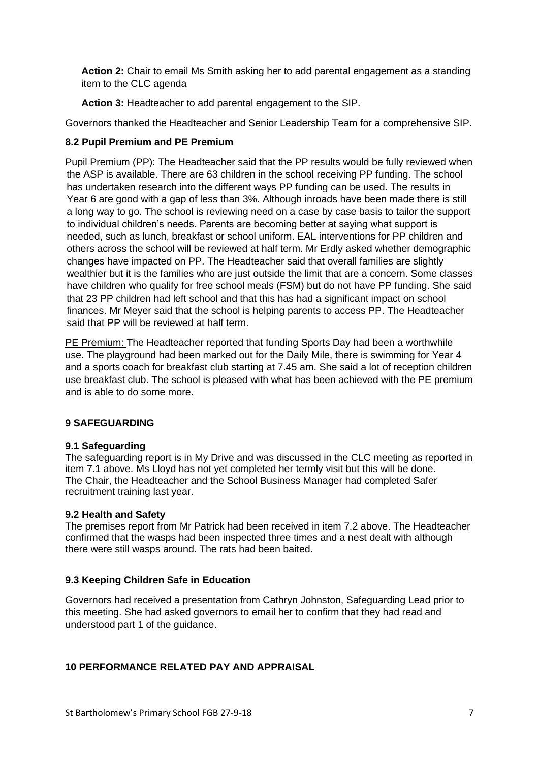**Action 2:** Chair to email Ms Smith asking her to add parental engagement as a standing item to the CLC agenda

**Action 3:** Headteacher to add parental engagement to the SIP.

Governors thanked the Headteacher and Senior Leadership Team for a comprehensive SIP.

### 8.2 Pupil Premium and PE Premium

Pupil Premium (PP): The Headteacher said that the PP results would be fully reviewed when the ASP is available. There are 63 children in the school receiving PP funding. The school has undertaken research into the different ways PP funding can be used. The results in Year 6 are good with a gap of less than 3%. Although inroads have been made there is still a long way to go. The school is reviewing need on a case by case basis to tailor the support to individual children's needs. Parents are becoming better at saying what support is needed, such as lunch, breakfast or school uniform. EAL interventions for PP children and others across the school will be reviewed at half term. Mr Erdly asked whether demographic changes have impacted on PP. The Headteacher said that overall families are slightly wealthier but it is the families who are just outside the limit that are a concern. Some classes have children who qualify for free school meals (FSM) but do not have PP funding. She said that 23 PP children had left school and that this has had a significant impact on school finances. Mr Meyer said that the school is helping parents to access PP. The Headteacher said that PP will be reviewed at half term.

PE Premium: The Headteacher reported that funding Sports Day had been a worthwhile use. The playground had been marked out for the Daily Mile, there is swimming for Year 4 and a sports coach for breakfast club starting at 7.45 am. She said a lot of reception children use breakfast club. The school is pleased with what has been achieved with the PE premium and is able to do some more.

## 9 SAFEGUARDING

### 9.1 Safeguarding

The safeguarding report is in My Drive and was discussed in the CLC meeting as reported in item 7.1 above. Ms Lloyd has not yet completed her termly visit but this will be done. The Chair, the Headteacher and the School Business Manager had completed Safer recruitment training last year.

### 9.2 Health and Safety

The premises report from Mr Patrick had been received in item 7.2 above. The Headteacher confirmed that the wasps had been inspected three times and a nest dealt with although there were still wasps around. The rats had been baited.

### 9.3 Keeping Children Safe in Education

Governors had received a presentation from Cathryn Johnston, Safeguarding Lead prior to this meeting. She had asked governors to email her to confirm that they had read and understood part 1 of the guidance.

## 10 PERFORMANCE RELATED PAY AND APPRAISAL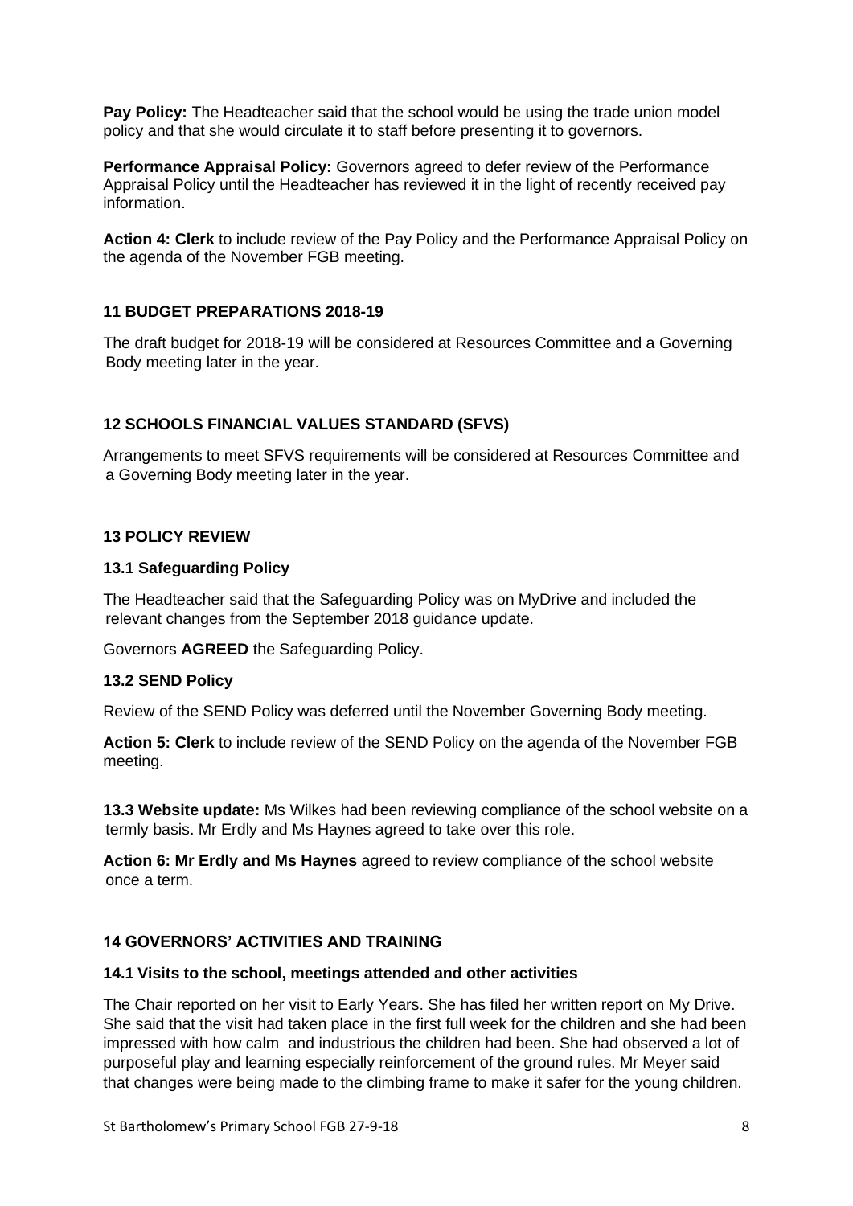**Pay Policy:** The Headteacher said that the school would be using the trade union model policy and that she would circulate it to staff before presenting it to governors.

**Performance Appraisal Policy:** Governors agreed to defer review of the Performance Appraisal Policy until the Headteacher has reviewed it in the light of recently received pay information.

**Action 4: Clerk** to include review of the Pay Policy and the Performance Appraisal Policy on the agenda of the November FGB meeting.

## 11 BUDGET PREPARATIONS 2018-19

The draft budget for 2018-19 will be considered at Resources Committee and a Governing Body meeting later in the year.

## 12 SCHOOLS FINANCIAL VALUES STANDARD (SFVS)

Arrangements to meet SFVS requirements will be considered at Resources Committee and a Governing Body meeting later in the year.

## 13 POLICY REVIEW

### 13.1 Safeguarding Policy

The Headteacher said that the Safeguarding Policy was on MyDrive and included the relevant changes from the September 2018 guidance update.

Governors **AGREED** the Safeguarding Policy.

### 13.2 SEND Policy

Review of the SEND Policy was deferred until the November Governing Body meeting.

**Action 5: Clerk** to include review of the SEND Policy on the agenda of the November FGB meeting.

**13.3 Website update:** Ms Wilkes had been reviewing compliance of the school website on a termly basis. Mr Erdly and Ms Haynes agreed to take over this role.

**Action 6: Mr Erdly and Ms Haynes** agreed to review compliance of the school website once a term.

## 14 GOVERNORS' ACTIVITIES AND TRAINING

### 14.1 Visits to the school, meetings attended and other activities

The Chair reported on her visit to Early Years. She has filed her written report on My Drive. She said that the visit had taken place in the first full week for the children and she had been impressed with how calm and industrious the children had been. She had observed a lot of purposeful play and learning especially reinforcement of the ground rules. Mr Meyer said that changes were being made to the climbing frame to make it safer for the young children.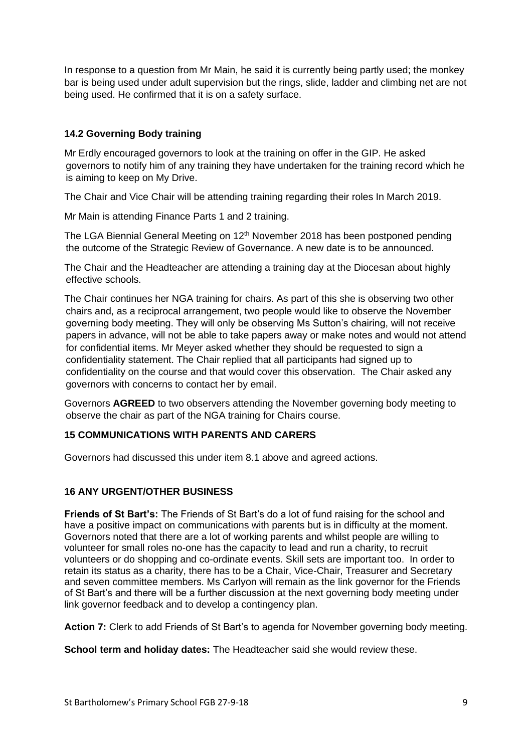In response to a question from Mr Main, he said it is currently being partly used; the monkey bar is being used under adult supervision but the rings, slide, ladder and climbing net are not being used. He confirmed that it is on a safety surface.

### 14.2 Governing Body training

Mr Erdly encouraged governors to look at the training on offer in the GIP. He asked governors to notify him of any training they have undertaken for the training record which he is aiming to keep on My Drive.

The Chair and Vice Chair will be attending training regarding their roles In March 2019.

Mr Main is attending Finance Parts 1 and 2 training.

The LGA Biennial General Meeting on 12th November 2018 has been postponed pending the outcome of the Strategic Review of Governance. A new date is to be announced.

The Chair and the Headteacher are attending a training day at the Diocesan about highly effective schools.

The Chair continues her NGA training for chairs. As part of this she is observing two other chairs and, as a reciprocal arrangement, two people would like to observe the November governing body meeting. They will only be observing Ms Sutton's chairing, will not receive papers in advance, will not be able to take papers away or make notes and would not attend for confidential items. Mr Meyer asked whether they should be requested to sign a confidentiality statement. The Chair replied that all participants had signed up to confidentiality on the course and that would cover this observation. The Chair asked any governors with concerns to contact her by email.

Governors **AGREED** to two observers attending the November governing body meeting to observe the chair as part of the NGA training for Chairs course.

### 15 COMMUNICATIONS WITH PARENTS AND CARERS

Governors had discussed this under item 8.1 above and agreed actions.

### 16 ANY URGENT/OTHER BUSINESS

**Friends of St Bart's:** The Friends of St Bart's do a lot of fund raising for the school and have a positive impact on communications with parents but is in difficulty at the moment. Governors noted that there are a lot of working parents and whilst people are willing to volunteer for small roles no-one has the capacity to lead and run a charity, to recruit volunteers or do shopping and co-ordinate events. Skill sets are important too. In order to retain its status as a charity, there has to be a Chair, Vice-Chair, Treasurer and Secretary and seven committee members. Ms Carlyon will remain as the link governor for the Friends of St Bart's and there will be a further discussion at the next governing body meeting under link governor feedback and to develop a contingency plan.

**Action 7:** Clerk to add Friends of St Bart's to agenda for November governing body meeting.

**School term and holiday dates:** The Headteacher said she would review these.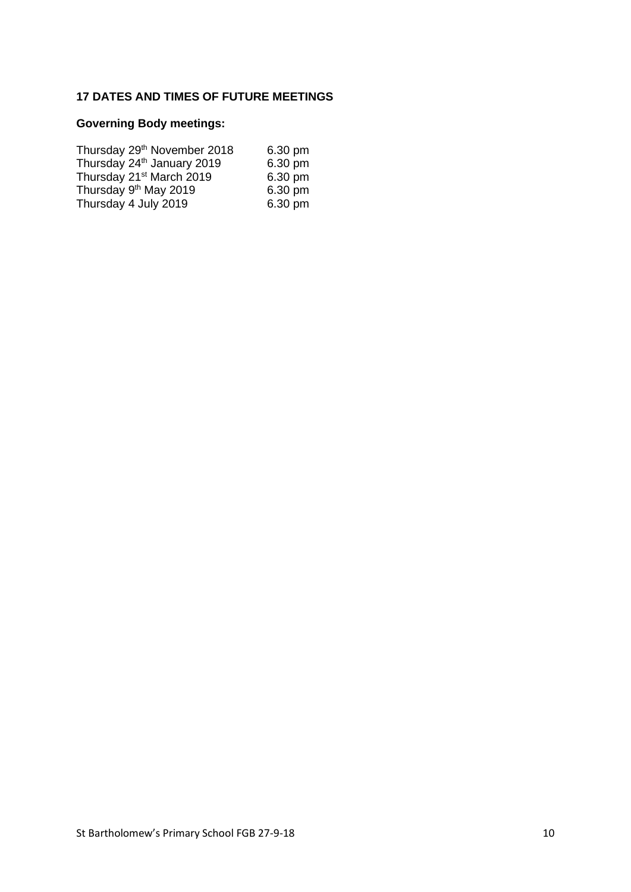## 17 DATES AND TIMES OF FUTURE MEETINGS

### Governing Body meetings:

| | |
|---|---|
| Thursday 29th November 2018 | 6.30 pm |
| Thursday 24th January 2019 | 6.30 pm |
| Thursday 21st March 2019 | 6.30 pm |
| Thursday 9th May 2019 | 6.30 pm |
| Thursday 4 July 2019 | 6.30 pm |